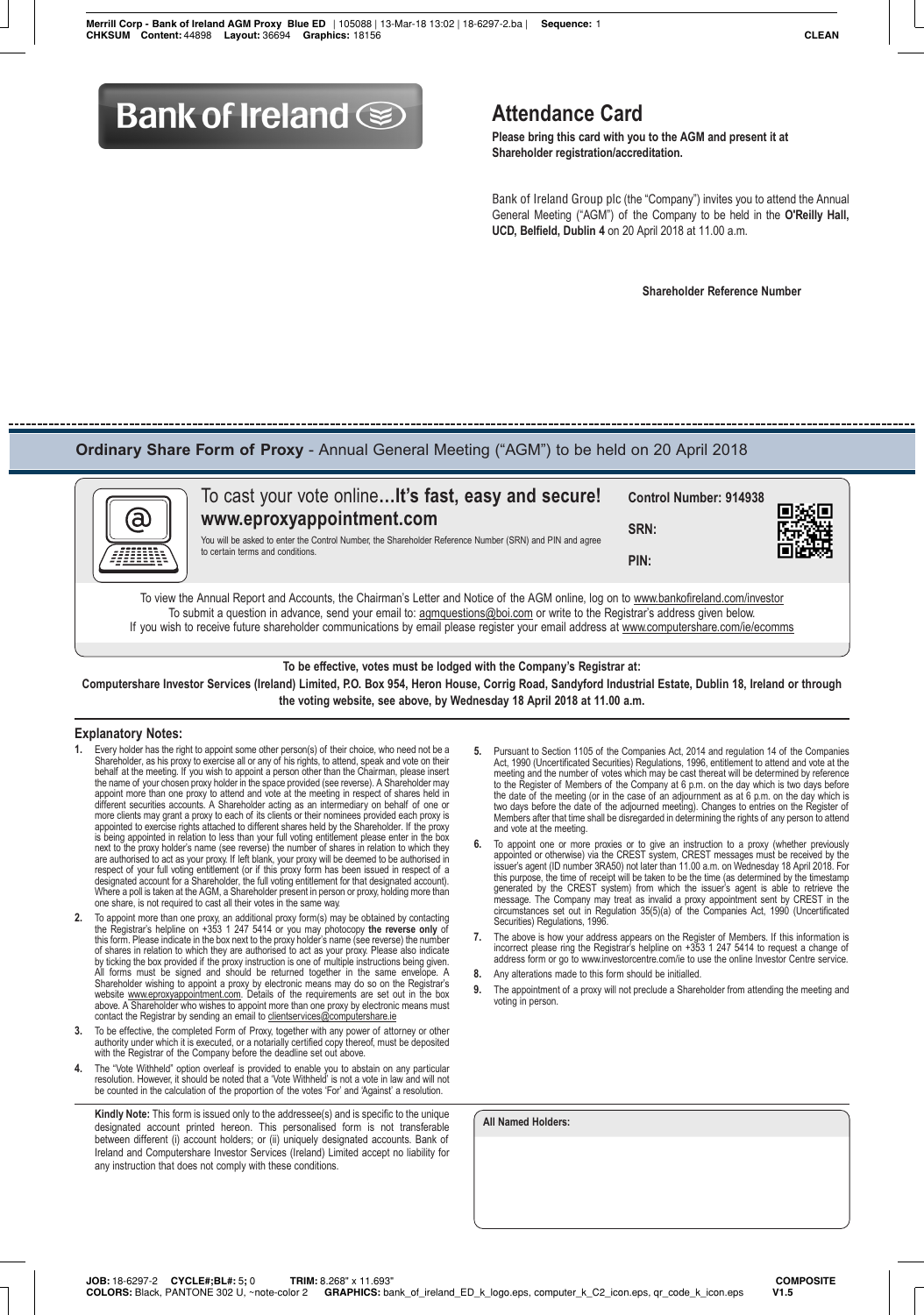Bank of Ireland

# Attendance Card

**Please bring this card with you to the AGM and present it at Shareholder registration/accreditation.**

Bank of Ireland Group plc (the "Company") invites you to attend the Annual General Meeting ("AGM") of the Company to be held in the **O'Reilly Hall, UCD, Belfield, Dublin 4** on 20 April 2018 at 11.00 a.m.

**Shareholder Reference Number**

## Ordinary Share Form of Proxy - Annual General Meeting ("AGM") to be held on 20 April 2018

To cast your vote online...**It's fast, easy and secure!**
**www.eproxyappointment.com**

You will be asked to enter the Control Number, the Shareholder Reference Number (SRN) and PIN and agree to certain terms and conditions.

**Control Number: 914938**

**SRN:**

**PIN:**

To view the Annual Report and Accounts, the Chairman's Letter and Notice of the AGM online, log on to www.bankofireland.com/investor
To submit a question in advance, send your email to: agmquestions@boi.com or write to the Registrar's address given below.
If you wish to receive future shareholder communications by email please register your email address at www.computershare.com/ie/ecomms

**To be effective, votes must be lodged with the Company's Registrar at:**
**Computershare Investor Services (Ireland) Limited, P.O. Box 954, Heron House, Corrig Road, Sandyford Industrial Estate, Dublin 18, Ireland or through the voting website, see above, by Wednesday 18 April 2018 at 11.00 a.m.**

### Explanatory Notes:

1. Every holder has the right to appoint some other person(s) of their choice, who need not be a Shareholder, as his proxy to exercise all or any of his rights, to attend, speak and vote on their behalf at the meeting. If you wish to appoint a person other than the Chairman, please insert the name of your chosen proxy holder in the space provided (see reverse). A Shareholder may appoint more than one proxy to attend and vote at the meeting in respect of shares held in different securities accounts. A Shareholder acting as an intermediary on behalf of one or more clients may grant a proxy to each of its clients or their nominees provided each proxy is appointed to exercise rights attached to different shares held by the Shareholder. If the proxy is being appointed in relation to less than your full voting entitlement please enter in the box next to the proxy holder's name (see reverse) the number of shares in relation to which they are authorised to act as your proxy. If left blank, your proxy will be deemed to be authorised in respect of your full voting entitlement (or if this proxy form has been issued in respect of a designated account for a Shareholder, the full voting entitlement for that designated account). Where a poll is taken at the AGM, a Shareholder present in person or proxy, holding more than one share, is not required to cast all their votes in the same way.
2. To appoint more than one proxy, an additional proxy form(s) may be obtained by contacting the Registrar's helpline on +353 1 247 5414 or you may photocopy **the reverse only** of this form. Please indicate in the box next to the proxy holder's name (see reverse) the number of shares in relation to which they are authorised to act as your proxy. Please also indicate by ticking the box provided if the proxy instruction is one of multiple instructions being given. All forms must be signed and should be returned together in the same envelope. A Shareholder wishing to appoint a proxy by electronic means may do so on the Registrar's website www.eproxyappointment.com. Details of the requirements are set out in the box above. A Shareholder who wishes to appoint more than one proxy by electronic means must contact the Registrar by sending an email to clientservices@computershare.ie
3. To be effective, the completed Form of Proxy, together with any power of attorney or other authority under which it is executed, or a notarially certified copy thereof, must be deposited with the Registrar of the Company before the deadline set out above.
4. The "Vote Withheld" option overleaf is provided to enable you to abstain on any particular resolution. However, it should be noted that a 'Vote Withheld' is not a vote in law and will not be counted in the calculation of the proportion of the votes 'For' and 'Against' a resolution.
5. Pursuant to Section 1105 of the Companies Act, 2014 and regulation 14 of the Companies Act, 1990 (Uncertificated Securities) Regulations, 1996, entitlement to attend and vote at the meeting and the number of votes which may be cast thereat will be determined by reference to the Register of Members of the Company at 6 p.m. on the day which is two days before the date of the meeting (or in the case of an adjournment as at 6 p.m. on the day which is two days before the date of the adjourned meeting). Changes to entries on the Register of Members after that time shall be disregarded in determining the rights of any person to attend and vote at the meeting.
6. To appoint one or more proxies or to give an instruction to a proxy (whether previously appointed or otherwise) via the CREST system, CREST messages must be received by the issuer's agent (ID number 3RA50) not later than 11.00 a.m. on Wednesday 18 April 2018. For this purpose, the time of receipt will be taken to be the time (as determined by the timestamp generated by the CREST system) from which the issuer's agent is able to retrieve the message. The Company may treat as invalid a proxy appointment sent by CREST in the circumstances set out in Regulation 35(5)(a) of the Companies Act, 1990 (Uncertificated Securities) Regulations, 1996.
7. The above is how your address appears on the Register of Members. If this information is incorrect please ring the Registrar's helpline on +353 1 247 5414 to request a change of address form or go to www.investorcentre.com/ie to use the online Investor Centre service.
8. Any alterations made to this form should be initialled.
9. The appointment of a proxy will not preclude a Shareholder from attending the meeting and voting in person.

**Kindly Note:** This form is issued only to the addressee(s) and is specific to the unique designated account printed hereon. This personalised form is not transferable between different (i) account holders; or (ii) uniquely designated accounts. Bank of Ireland and Computershare Investor Services (Ireland) Limited accept no liability for any instruction that does not comply with these conditions.

**All Named Holders:**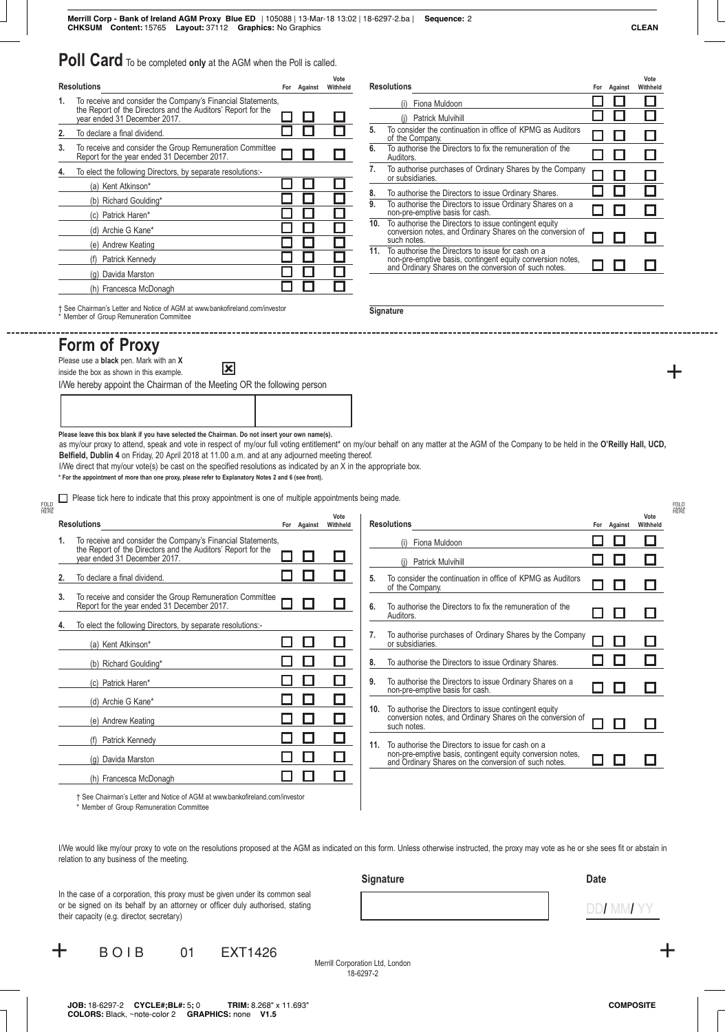## Poll Card To be completed **only** at the AGM when the Poll is called.

| Resolutions | For | Against | Vote Withheld |
|---|---|---|---|
| 1. To receive and consider the Company's Financial Statements, the Report of the Directors and the Auditors' Report for the year ended 31 December 2017. | ☐ | ☐ | ☐ |
| 2. To declare a final dividend. | ☐ | ☐ | ☐ |
| 3. To receive and consider the Group Remuneration Committee Report for the year ended 31 December 2017. | ☐ | ☐ | ☐ |
| 4. To elect the following Directors, by separate resolutions:- | | | |
| (a) Kent Atkinson* | ☐ | ☐ | ☐ |
| (b) Richard Goulding* | ☐ | ☐ | ☐ |
| (c) Patrick Haren* | ☐ | ☐ | ☐ |
| (d) Archie G Kane* | ☐ | ☐ | ☐ |
| (e) Andrew Keating | ☐ | ☐ | ☐ |
| (f) Patrick Kennedy | ☐ | ☐ | ☐ |
| (g) Davida Marston | ☐ | ☐ | ☐ |
| (h) Francesca McDonagh | ☐ | ☐ | ☐ |
| (i) Fiona Muldoon | ☐ | ☐ | ☐ |
| (j) Patrick Mulvihill | ☐ | ☐ | ☐ |
| 5. To consider the continuation in office of KPMG as Auditors of the Company. | ☐ | ☐ | ☐ |
| 6. To authorise the Directors to fix the remuneration of the Auditors. | ☐ | ☐ | ☐ |
| 7. To authorise purchases of Ordinary Shares by the Company or subsidiaries. | ☐ | ☐ | ☐ |
| 8. To authorise the Directors to issue Ordinary Shares. | ☐ | ☐ | ☐ |
| 9. To authorise the Directors to issue Ordinary Shares on a non-pre-emptive basis for cash. | ☐ | ☐ | ☐ |
| 10. To authorise the Directors to issue contingent equity conversion notes, and Ordinary Shares on the conversion of such notes. | ☐ | ☐ | ☐ |
| 11. To authorise the Directors to issue for cash on a non-pre-emptive basis, contingent equity conversion notes, and Ordinary Shares on the conversion of such notes. | ☐ | ☐ | ☐ |

† See Chairman's Letter and Notice of AGM at www.bankofireland.com/investor
\* Member of Group Remuneration Committee

**Signature**

# Form of Proxy

Please use a **black** pen. Mark with an **X** inside the box as shown in this example. ☒

I/We hereby appoint the Chairman of the Meeting OR the following person

**Please leave this box blank if you have selected the Chairman. Do not insert your own name(s).**

as my/our proxy to attend, speak and vote in respect of my/our full voting entitlement* on my/our behalf on any matter at the AGM of the Company to be held in the **O'Reilly Hall, UCD, Belfield, Dublin 4** on Friday, 20 April 2018 at 11.00 a.m. and at any adjourned meeting thereof.

I/We direct that my/our vote(s) be cast on the specified resolutions as indicated by an X in the appropriate box.

**\* For the appointment of more than one proxy, please refer to Explanatory Notes 2 and 6 (see front).**

☐ Please tick here to indicate that this proxy appointment is one of multiple appointments being made.

| Resolutions | For | Against | Vote Withheld |
|---|---|---|---|
| 1. To receive and consider the Company's Financial Statements, the Report of the Directors and the Auditors' Report for the year ended 31 December 2017. | ☐ | ☐ | ☐ |
| 2. To declare a final dividend. | ☐ | ☐ | ☐ |
| 3. To receive and consider the Group Remuneration Committee Report for the year ended 31 December 2017. | ☐ | ☐ | ☐ |
| 4. To elect the following Directors, by separate resolutions:- | | | |
| (a) Kent Atkinson* | ☐ | ☐ | ☐ |
| (b) Richard Goulding* | ☐ | ☐ | ☐ |
| (c) Patrick Haren* | ☐ | ☐ | ☐ |
| (d) Archie G Kane* | ☐ | ☐ | ☐ |
| (e) Andrew Keating | ☐ | ☐ | ☐ |
| (f) Patrick Kennedy | ☐ | ☐ | ☐ |
| (g) Davida Marston | ☐ | ☐ | ☐ |
| (h) Francesca McDonagh | ☐ | ☐ | ☐ |
| (i) Fiona Muldoon | ☐ | ☐ | ☐ |
| (j) Patrick Mulvihill | ☐ | ☐ | ☐ |
| 5. To consider the continuation in office of KPMG as Auditors of the Company. | ☐ | ☐ | ☐ |
| 6. To authorise the Directors to fix the remuneration of the Auditors. | ☐ | ☐ | ☐ |
| 7. To authorise purchases of Ordinary Shares by the Company or subsidiaries. | ☐ | ☐ | ☐ |
| 8. To authorise the Directors to issue Ordinary Shares. | ☐ | ☐ | ☐ |
| 9. To authorise the Directors to issue Ordinary Shares on a non-pre-emptive basis for cash. | ☐ | ☐ | ☐ |
| 10. To authorise the Directors to issue contingent equity conversion notes, and Ordinary Shares on the conversion of such notes. | ☐ | ☐ | ☐ |
| 11. To authorise the Directors to issue for cash on a non-pre-emptive basis, contingent equity conversion notes, and Ordinary Shares on the conversion of such notes. | ☐ | ☐ | ☐ |

† See Chairman's Letter and Notice of AGM at www.bankofireland.com/investor
\* Member of Group Remuneration Committee

I/We would like my/our proxy to vote on the resolutions proposed at the AGM as indicated on this form. Unless otherwise instructed, the proxy may vote as he or she sees fit or abstain in relation to any business of the meeting.

In the case of a corporation, this proxy must be given under its common seal or be signed on its behalf by an attorney or officer duly authorised, stating their capacity (e.g. director, secretary)

**Signature**

**Date**

DD/ MM/ YY

B O I B 01 EXT1426